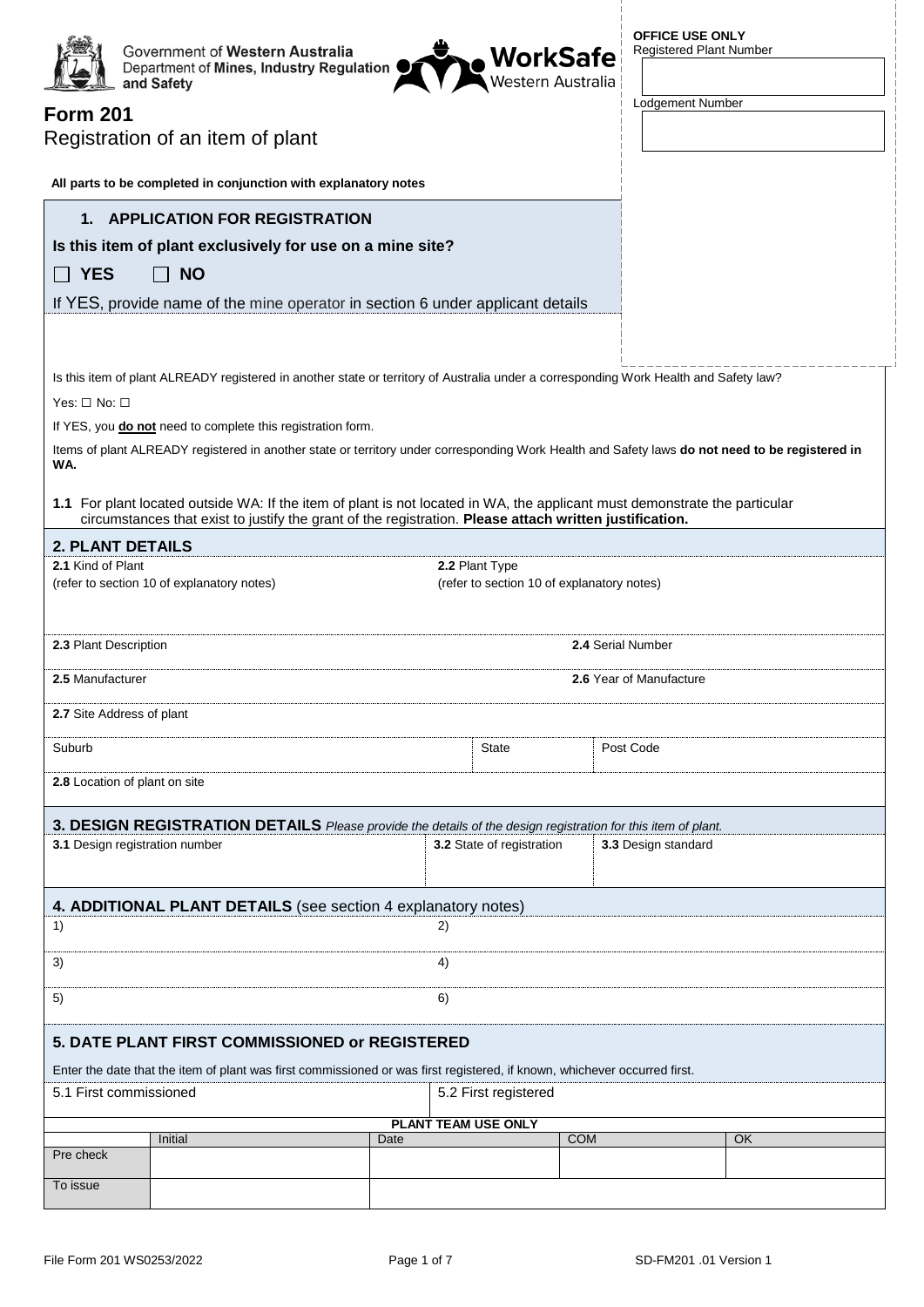Government of Western Australia
Department of Mines, Industry Regulation and Safety

WorkSafe Western Australia

**OFFICE USE ONLY**

Registered Plant Number

Lodgement Number

# Form 201

## Registration of an item of plant

**All parts to be completed in conjunction with explanatory notes**

## 1. APPLICATION FOR REGISTRATION

**Is this item of plant exclusively for use on a mine site?**

☐ **YES** ☐ **NO**

If YES, provide name of the mine operator in section 6 under applicant details

Is this item of plant ALREADY registered in another state or territory of Australia under a corresponding Work Health and Safety law?

Yes: ☐ No: ☐

If YES, you **do not** need to complete this registration form.

Items of plant ALREADY registered in another state or territory under corresponding Work Health and Safety laws **do not need to be registered in WA.**

**1.1** For plant located outside WA: If the item of plant is not located in WA, the applicant must demonstrate the particular circumstances that exist to justify the grant of the registration. **Please attach written justification.**

## 2. PLANT DETAILS

| | | | |
|---|---|---|---|
| **2.1** Kind of Plant (refer to section 10 of explanatory notes) | **2.2** Plant Type (refer to section 10 of explanatory notes) | | |
| **2.3** Plant Description | | **2.4** Serial Number | |
| **2.5** Manufacturer | | **2.6** Year of Manufacture | |
| **2.7** Site Address of plant | | | |
| Suburb | State | Post Code | |
| **2.8** Location of plant on site | | | |

## 3. DESIGN REGISTRATION DETAILS *Please provide the details of the design registration for this item of plant.*

| **3.1** Design registration number | **3.2** State of registration | **3.3** Design standard |
|---|---|---|
| | | |

## 4. ADDITIONAL PLANT DETAILS (see section 4 explanatory notes)

| | |
|---|---|
| 1) | 2) |
| 3) | 4) |
| 5) | 6) |

## 5. DATE PLANT FIRST COMMISSIONED or REGISTERED

Enter the date that the item of plant was first commissioned or was first registered, if known, whichever occurred first.

| 5.1 First commissioned | 5.2 First registered |
|---|---|
| | |

**PLANT TEAM USE ONLY**

| | Initial | Date | COM | OK |
|---|---|---|---|---|
| Pre check | | | | |
| To issue | | | | |

File Form 201 WS0253/2022 SD-FM201 .01 Version 1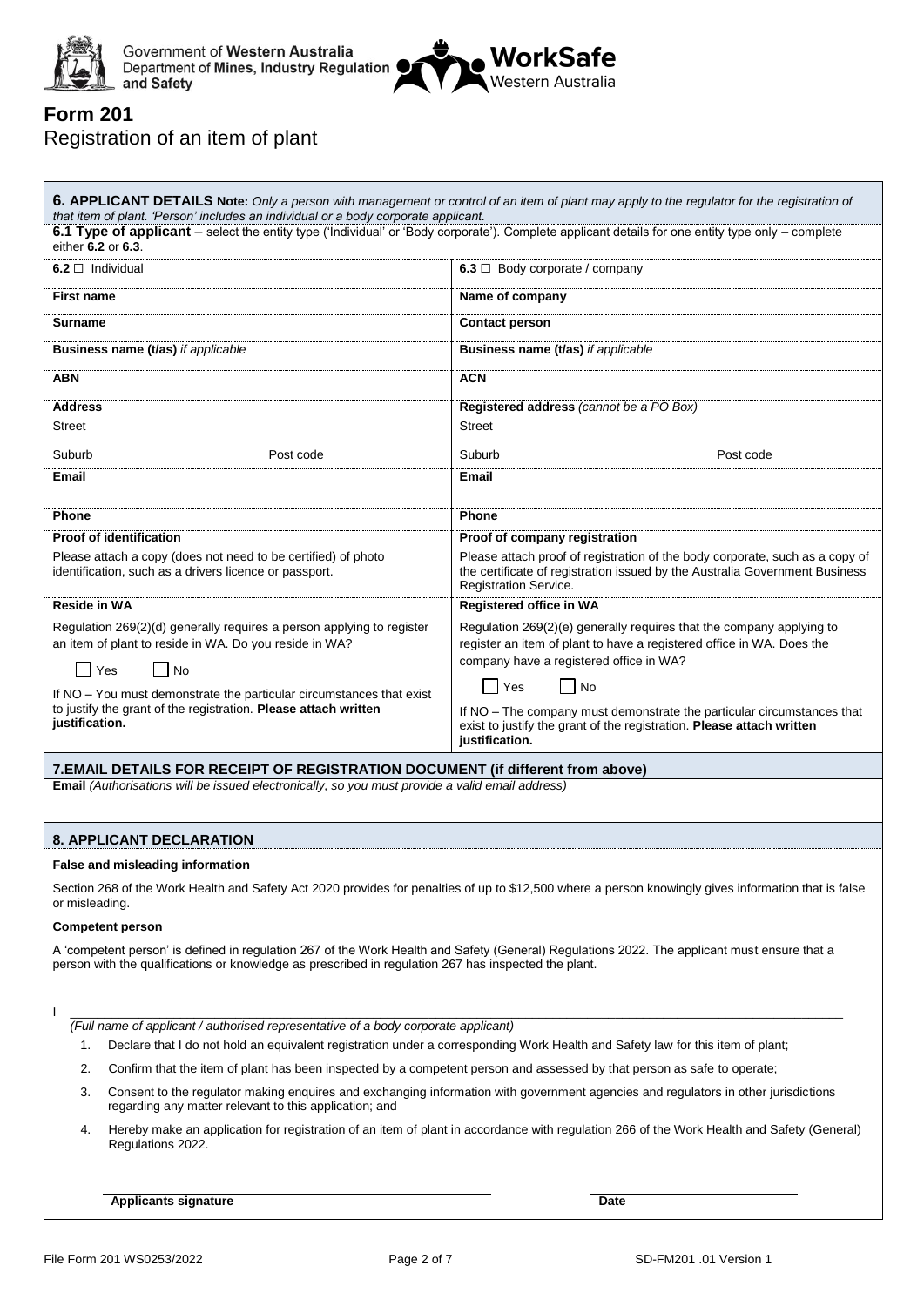Government of Western Australia
Department of Mines, Industry Regulation and Safety

WorkSafe Western Australia

# Form 201
Registration of an item of plant

## 6. APPLICANT DETAILS

**Note:** *Only a person with management or control of an item of plant may apply to the regulator for the registration of that item of plant. 'Person' includes an individual or a body corporate applicant.*

**6.1 Type of applicant** – select the entity type ('Individual' or 'Body corporate'). Complete applicant details for one entity type only – complete either **6.2** or **6.3**.

| **6.2** ☐ Individual | **6.3** ☐ Body corporate / company |
|---|---|
| **First name** | **Name of company** |
| **Surname** | **Contact person** |
| **Business name (t/as)** *if applicable* | **Business name (t/as)** *if applicable* |
| **ABN** | **ACN** |
| **Address**<br>Street<br>Suburb Post code | **Registered address** *(cannot be a PO Box)*<br>Street<br>Suburb Post code |
| **Email** | **Email** |
| **Phone** | **Phone** |
| **Proof of identification**<br>Please attach a copy (does not need to be certified) of photo identification, such as a drivers licence or passport. | **Proof of company registration**<br>Please attach proof of registration of the body corporate, such as a copy of the certificate of registration issued by the Australia Government Business Registration Service. |
| **Reside in WA**<br>Regulation 269(2)(d) generally requires a person applying to register an item of plant to reside in WA. Do you reside in WA?<br>☐ Yes ☐ No<br>If NO – You must demonstrate the particular circumstances that exist to justify the grant of the registration. **Please attach written justification.** | **Registered office in WA**<br>Regulation 269(2)(e) generally requires that the company applying to register an item of plant to have a registered office in WA. Does the company have a registered office in WA?<br>☐ Yes ☐ No<br>If NO – The company must demonstrate the particular circumstances that exist to justify the grant of the registration. **Please attach written justification.** |

## 7. EMAIL DETAILS FOR RECEIPT OF REGISTRATION DOCUMENT (if different from above)

**Email** *(Authorisations will be issued electronically, so you must provide a valid email address)*

## 8. APPLICANT DECLARATION

**False and misleading information**

Section 268 of the Work Health and Safety Act 2020 provides for penalties of up to $12,500 where a person knowingly gives information that is false or misleading.

**Competent person**

A 'competent person' is defined in regulation 267 of the Work Health and Safety (General) Regulations 2022. The applicant must ensure that a person with the qualifications or knowledge as prescribed in regulation 267 has inspected the plant.

I ______________________________________________________________

*(Full name of applicant / authorised representative of a body corporate applicant)*

1. Declare that I do not hold an equivalent registration under a corresponding Work Health and Safety law for this item of plant;
2. Confirm that the item of plant has been inspected by a competent person and assessed by that person as safe to operate;
3. Consent to the regulator making enquires and exchanging information with government agencies and regulators in other jurisdictions regarding any matter relevant to this application; and
4. Hereby make an application for registration of an item of plant in accordance with regulation 266 of the Work Health and Safety (General) Regulations 2022.

**Applicants signature** ______________________________ **Date** ____________________

File Form 201 WS0253/2022 SD-FM201 .01 Version 1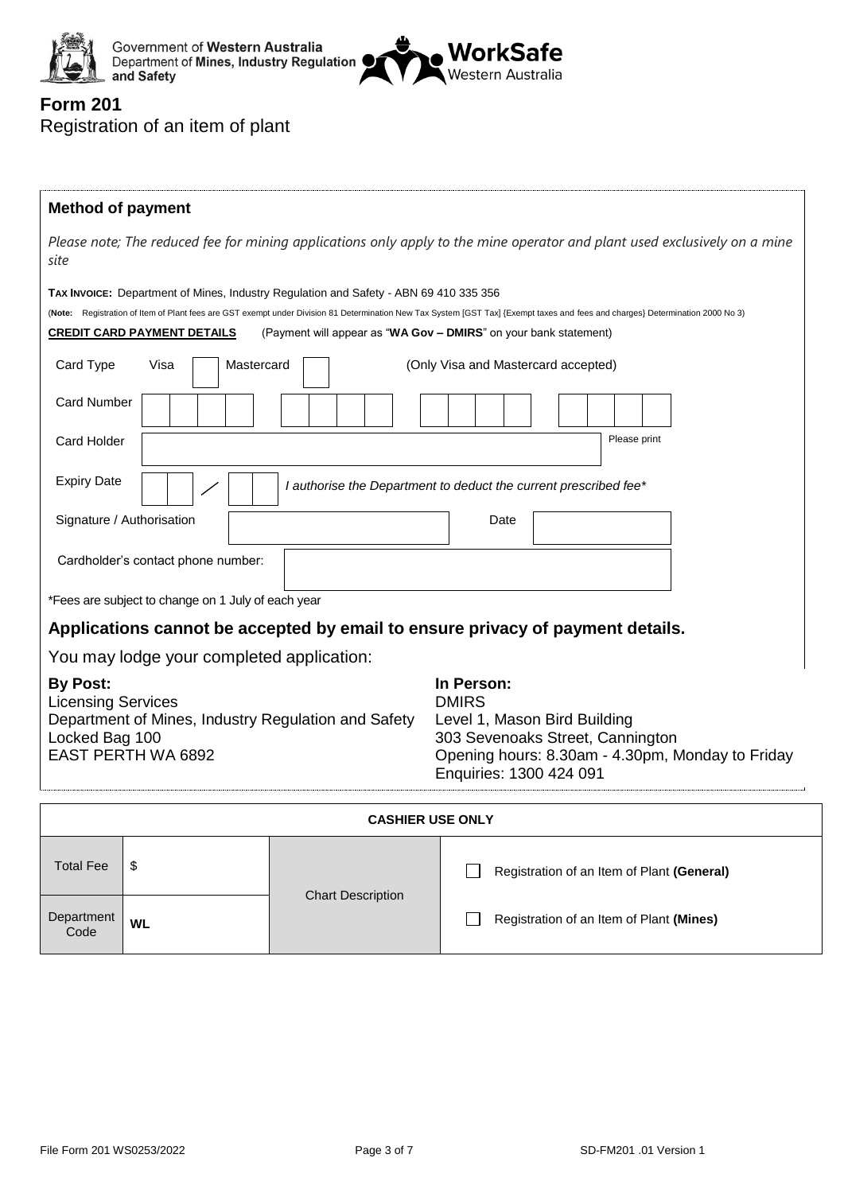Government of Western Australia
Department of Mines, Industry Regulation and Safety

WorkSafe Western Australia

# Form 201

Registration of an item of plant

## Method of payment

*Please note; The reduced fee for mining applications only apply to the mine operator and plant used exclusively on a mine site*

**TAX INVOICE:** Department of Mines, Industry Regulation and Safety - ABN 69 410 335 356

(**Note:** Registration of Item of Plant fees are GST exempt under Division 81 Determination New Tax System [GST Tax] {Exempt taxes and fees and charges} Determination 2000 No 3)

**CREDIT CARD PAYMENT DETAILS** (Payment will appear as "**WA Gov – DMIRS**" on your bank statement)

Card Type Visa ☐ Mastercard ☐ (Only Visa and Mastercard accepted)

Card Number ☐☐☐☐ ☐☐☐☐ ☐☐☐☐ ☐☐☐☐

Card Holder ____________________ Please print

Expiry Date ☐☐ / ☐☐ *I authorise the Department to deduct the current prescribed fee**

Signature / Authorisation ____________________ Date ____________

Cardholder's contact phone number: ____________________

*Fees are subject to change on 1 July of each year

### Applications cannot be accepted by email to ensure privacy of payment details.

You may lodge your completed application:

**By Post:**
Licensing Services
Department of Mines, Industry Regulation and Safety
Locked Bag 100
EAST PERTH WA 6892

**In Person:**
DMIRS
Level 1, Mason Bird Building
303 Sevenoaks Street, Cannington
Opening hours: 8.30am - 4.30pm, Monday to Friday
Enquiries: 1300 424 091

| CASHIER USE ONLY | | | |
|---|---|---|---|
| Total Fee | $ | Chart Description | ☐ Registration of an Item of Plant **(General)** |
| Department Code | **WL** | | ☐ Registration of an Item of Plant **(Mines)** |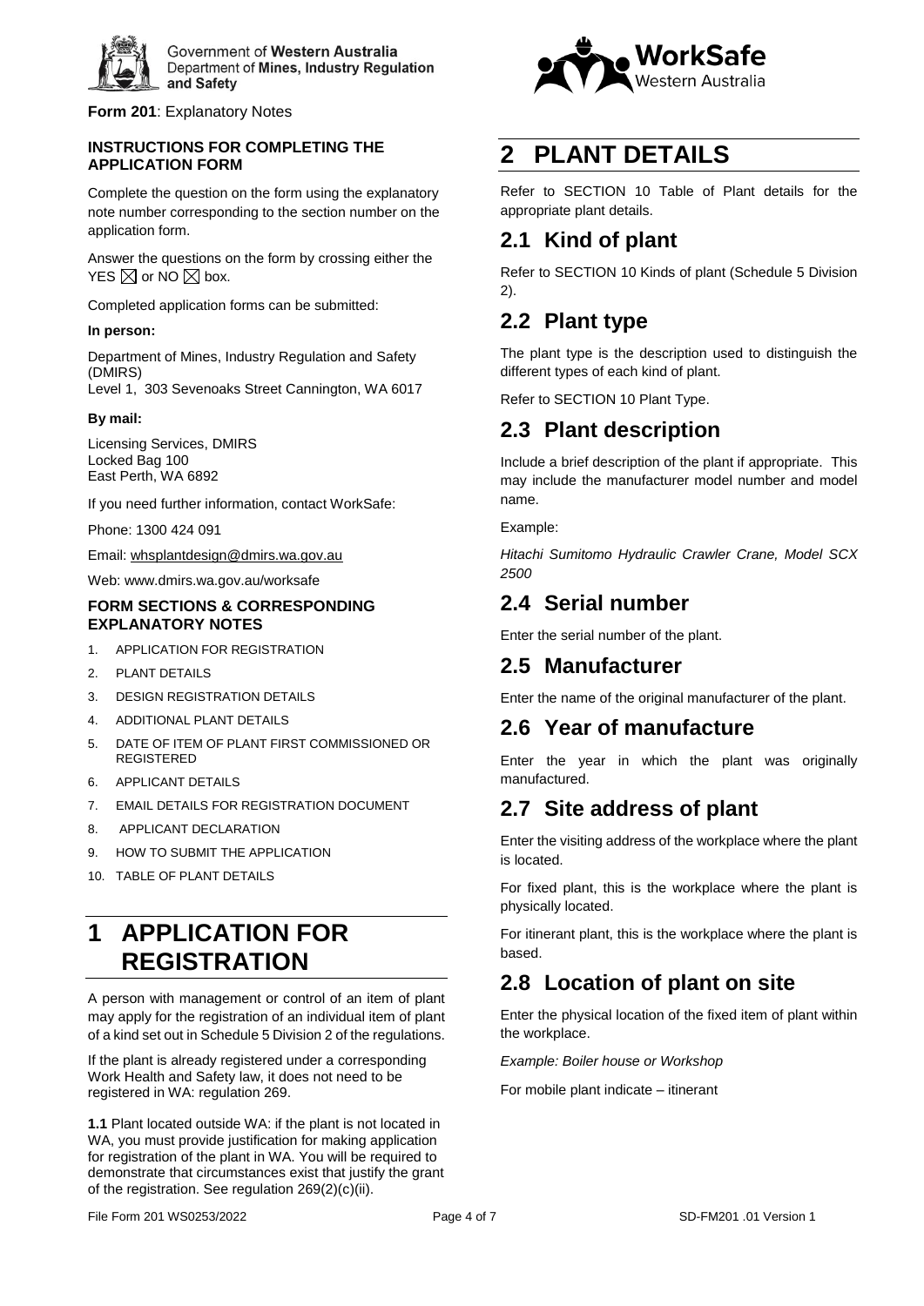Government of Western Australia
Department of Mines, Industry Regulation and Safety

**Form 201**: Explanatory Notes

#### INSTRUCTIONS FOR COMPLETING THE APPLICATION FORM

Complete the question on the form using the explanatory note number corresponding to the section number on the application form.

Answer the questions on the form by crossing either the YES ☒ or NO ☒ box.

Completed application forms can be submitted:

**In person:**

Department of Mines, Industry Regulation and Safety (DMIRS)
Level 1, 303 Sevenoaks Street Cannington, WA 6017

**By mail:**

Licensing Services, DMIRS
Locked Bag 100
East Perth, WA 6892

If you need further information, contact WorkSafe:

Phone: 1300 424 091

Email: whsplantdesign@dmirs.wa.gov.au

Web: www.dmirs.wa.gov.au/worksafe

#### FORM SECTIONS & CORRESPONDING EXPLANATORY NOTES

1. APPLICATION FOR REGISTRATION
2. PLANT DETAILS
3. DESIGN REGISTRATION DETAILS
4. ADDITIONAL PLANT DETAILS
5. DATE OF ITEM OF PLANT FIRST COMMISSIONED OR REGISTERED
6. APPLICANT DETAILS
7. EMAIL DETAILS FOR REGISTRATION DOCUMENT
8. APPLICANT DECLARATION
9. HOW TO SUBMIT THE APPLICATION
10. TABLE OF PLANT DETAILS

# 1 APPLICATION FOR REGISTRATION

A person with management or control of an item of plant may apply for the registration of an individual item of plant of a kind set out in Schedule 5 Division 2 of the regulations.

If the plant is already registered under a corresponding Work Health and Safety law, it does not need to be registered in WA: regulation 269.

**1.1** Plant located outside WA: if the plant is not located in WA, you must provide justification for making application for registration of the plant in WA. You will be required to demonstrate that circumstances exist that justify the grant of the registration. See regulation 269(2)(c)(ii).

# 2 PLANT DETAILS

Refer to SECTION 10 Table of Plant details for the appropriate plant details.

## 2.1 Kind of plant

Refer to SECTION 10 Kinds of plant (Schedule 5 Division 2).

## 2.2 Plant type

The plant type is the description used to distinguish the different types of each kind of plant.

Refer to SECTION 10 Plant Type.

## 2.3 Plant description

Include a brief description of the plant if appropriate. This may include the manufacturer model number and model name.

Example:

*Hitachi Sumitomo Hydraulic Crawler Crane, Model SCX 2500*

## 2.4 Serial number

Enter the serial number of the plant.

## 2.5 Manufacturer

Enter the name of the original manufacturer of the plant.

## 2.6 Year of manufacture

Enter the year in which the plant was originally manufactured.

## 2.7 Site address of plant

Enter the visiting address of the workplace where the plant is located.

For fixed plant, this is the workplace where the plant is physically located.

For itinerant plant, this is the workplace where the plant is based.

## 2.8 Location of plant on site

Enter the physical location of the fixed item of plant within the workplace.

*Example: Boiler house or Workshop*

For mobile plant indicate – itinerant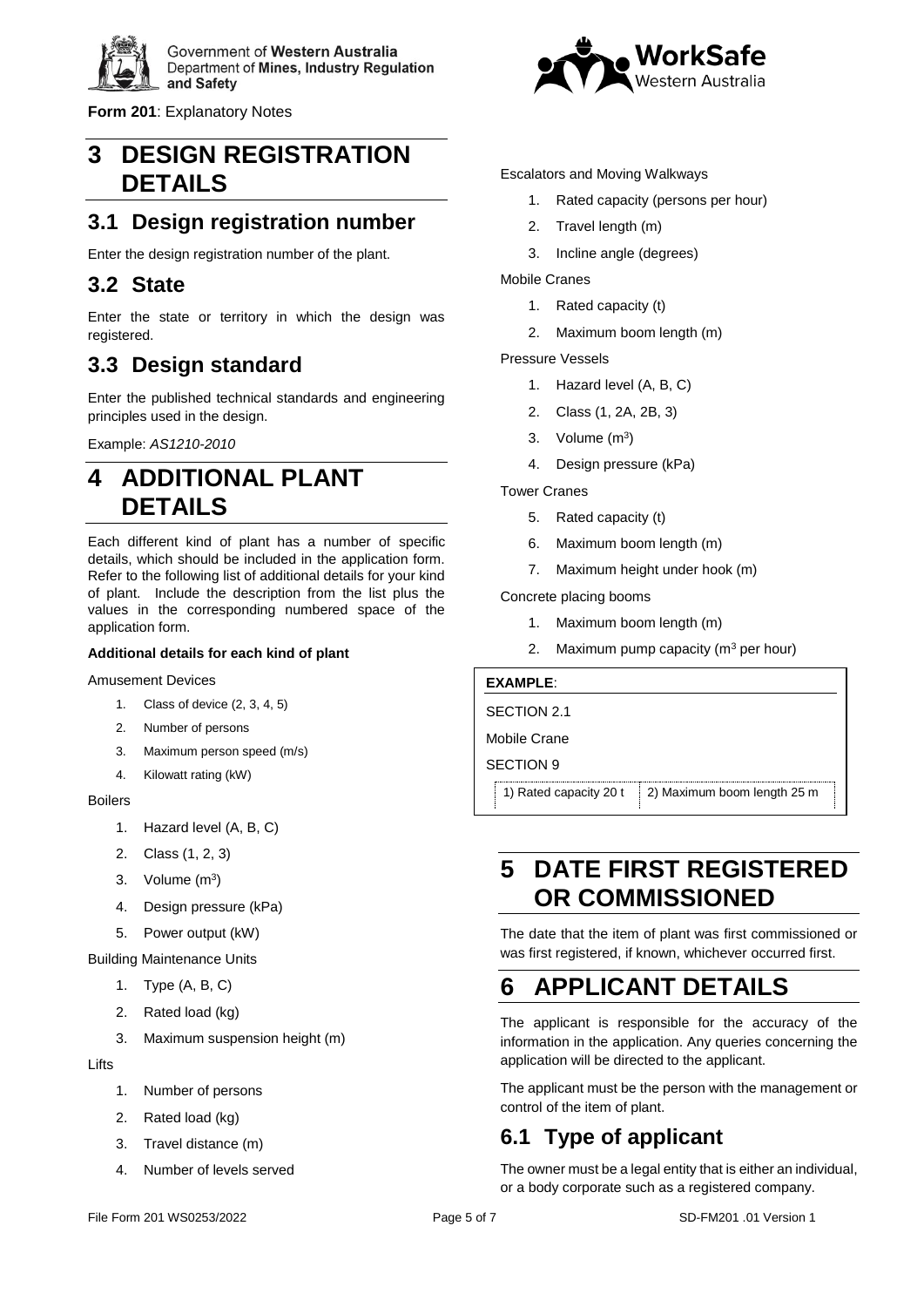# 3 DESIGN REGISTRATION DETAILS

## 3.1 Design registration number

Enter the design registration number of the plant.

## 3.2 State

Enter the state or territory in which the design was registered.

## 3.3 Design standard

Enter the published technical standards and engineering principles used in the design.

Example: *AS1210-2010*

# 4 ADDITIONAL PLANT DETAILS

Each different kind of plant has a number of specific details, which should be included in the application form. Refer to the following list of additional details for your kind of plant. Include the description from the list plus the values in the corresponding numbered space of the application form.

**Additional details for each kind of plant**

Amusement Devices

1. Class of device (2, 3, 4, 5)
2. Number of persons
3. Maximum person speed (m/s)
4. Kilowatt rating (kW)

Boilers

1. Hazard level (A, B, C)
2. Class (1, 2, 3)
3. Volume ($m^3$)
4. Design pressure (kPa)
5. Power output (kW)

Building Maintenance Units

1. Type (A, B, C)
2. Rated load (kg)
3. Maximum suspension height (m)

Lifts

1. Number of persons
2. Rated load (kg)
3. Travel distance (m)
4. Number of levels served

Escalators and Moving Walkways

1. Rated capacity (persons per hour)
2. Travel length (m)
3. Incline angle (degrees)

Mobile Cranes

1. Rated capacity (t)
2. Maximum boom length (m)

Pressure Vessels

1. Hazard level (A, B, C)
2. Class (1, 2A, 2B, 3)
3. Volume ($m^3$)
4. Design pressure (kPa)

Tower Cranes

5. Rated capacity (t)
6. Maximum boom length (m)
7. Maximum height under hook (m)

Concrete placing booms

1. Maximum boom length (m)
2. Maximum pump capacity ($m^3$ per hour)

**EXAMPLE**:

SECTION 2.1

Mobile Crane

SECTION 9

| 1) Rated capacity 20 t | 2) Maximum boom length 25 m |
|---|---|

# 5 DATE FIRST REGISTERED OR COMMISSIONED

The date that the item of plant was first commissioned or was first registered, if known, whichever occurred first.

# 6 APPLICANT DETAILS

The applicant is responsible for the accuracy of the information in the application. Any queries concerning the application will be directed to the applicant.

The applicant must be the person with the management or control of the item of plant.

## 6.1 Type of applicant

The owner must be a legal entity that is either an individual, or a body corporate such as a registered company.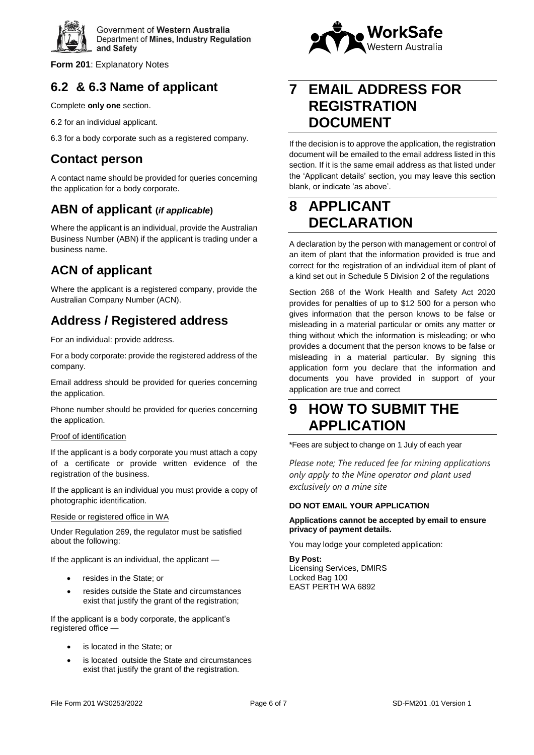## 6.2 & 6.3 Name of applicant

Complete **only one** section.

6.2 for an individual applicant.

6.3 for a body corporate such as a registered company.

## Contact person

A contact name should be provided for queries concerning the application for a body corporate.

## ABN of applicant (*if applicable*)

Where the applicant is an individual, provide the Australian Business Number (ABN) if the applicant is trading under a business name.

## ACN of applicant

Where the applicant is a registered company, provide the Australian Company Number (ACN).

## Address / Registered address

For an individual: provide address.

For a body corporate: provide the registered address of the company.

Email address should be provided for queries concerning the application.

Phone number should be provided for queries concerning the application.

Proof of identification

If the applicant is a body corporate you must attach a copy of a certificate or provide written evidence of the registration of the business.

If the applicant is an individual you must provide a copy of photographic identification.

Reside or registered office in WA

Under Regulation 269, the regulator must be satisfied about the following:

If the applicant is an individual, the applicant —

- resides in the State; or
- resides outside the State and circumstances exist that justify the grant of the registration;

If the applicant is a body corporate, the applicant's registered office —

- is located in the State; or
- is located outside the State and circumstances exist that justify the grant of the registration.

# 7 EMAIL ADDRESS FOR REGISTRATION DOCUMENT

If the decision is to approve the application, the registration document will be emailed to the email address listed in this section. If it is the same email address as that listed under the 'Applicant details' section, you may leave this section blank, or indicate 'as above'.

# 8 APPLICANT DECLARATION

A declaration by the person with management or control of an item of plant that the information provided is true and correct for the registration of an individual item of plant of a kind set out in Schedule 5 Division 2 of the regulations

Section 268 of the Work Health and Safety Act 2020 provides for penalties of up to $12 500 for a person who gives information that the person knows to be false or misleading in a material particular or omits any matter or thing without which the information is misleading; or who provides a document that the person knows to be false or misleading in a material particular. By signing this application form you declare that the information and documents you have provided in support of your application are true and correct

# 9 HOW TO SUBMIT THE APPLICATION

*Fees are subject to change on 1 July of each year

*Please note; The reduced fee for mining applications only apply to the Mine operator and plant used exclusively on a mine site*

**DO NOT EMAIL YOUR APPLICATION**

**Applications cannot be accepted by email to ensure privacy of payment details.**

You may lodge your completed application:

**By Post:**
Licensing Services, DMIRS
Locked Bag 100
EAST PERTH WA 6892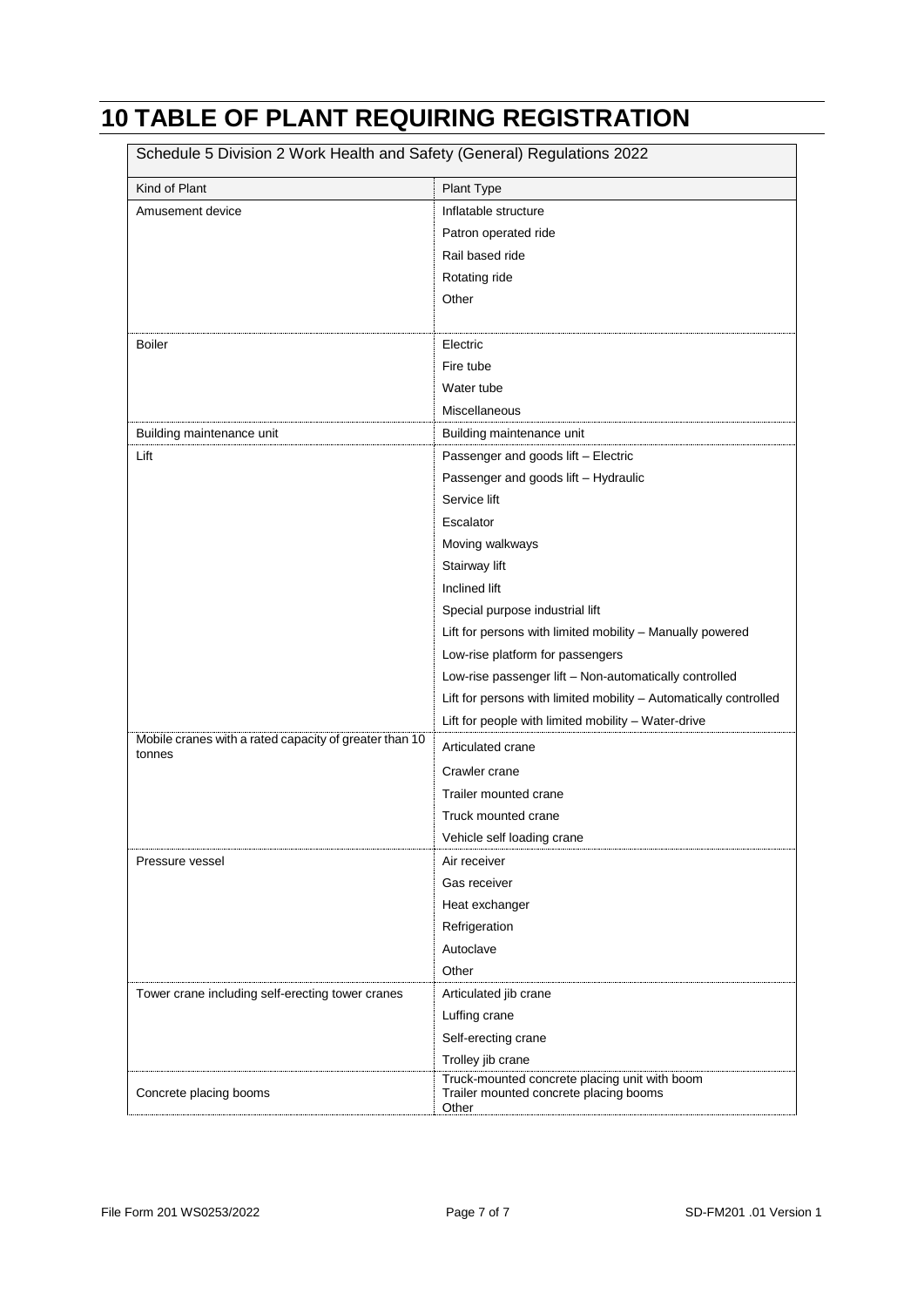# 10 TABLE OF PLANT REQUIRING REGISTRATION

| Schedule 5 Division 2 Work Health and Safety (General) Regulations 2022 | |
|---|---|
| Kind of Plant | Plant Type |
| Amusement device | Inflatable structure |
| | Patron operated ride |
| | Rail based ride |
| | Rotating ride |
| | Other |
| Boiler | Electric |
| | Fire tube |
| | Water tube |
| | Miscellaneous |
| Building maintenance unit | Building maintenance unit |
| Lift | Passenger and goods lift – Electric |
| | Passenger and goods lift – Hydraulic |
| | Service lift |
| | Escalator |
| | Moving walkways |
| | Stairway lift |
| | Inclined lift |
| | Special purpose industrial lift |
| | Lift for persons with limited mobility – Manually powered |
| | Low-rise platform for passengers |
| | Low-rise passenger lift – Non-automatically controlled |
| | Lift for persons with limited mobility – Automatically controlled |
| | Lift for people with limited mobility – Water-drive |
| Mobile cranes with a rated capacity of greater than 10 tonnes | Articulated crane |
| | Crawler crane |
| | Trailer mounted crane |
| | Truck mounted crane |
| | Vehicle self loading crane |
| Pressure vessel | Air receiver |
| | Gas receiver |
| | Heat exchanger |
| | Refrigeration |
| | Autoclave |
| | Other |
| Tower crane including self-erecting tower cranes | Articulated jib crane |
| | Luffing crane |
| | Self-erecting crane |
| | Trolley jib crane |
| Concrete placing booms | Truck-mounted concrete placing unit with boom<br>Trailer mounted concrete placing booms<br>Other |

File Form 201 WS0253/2022

SD-FM201 .01 Version 1